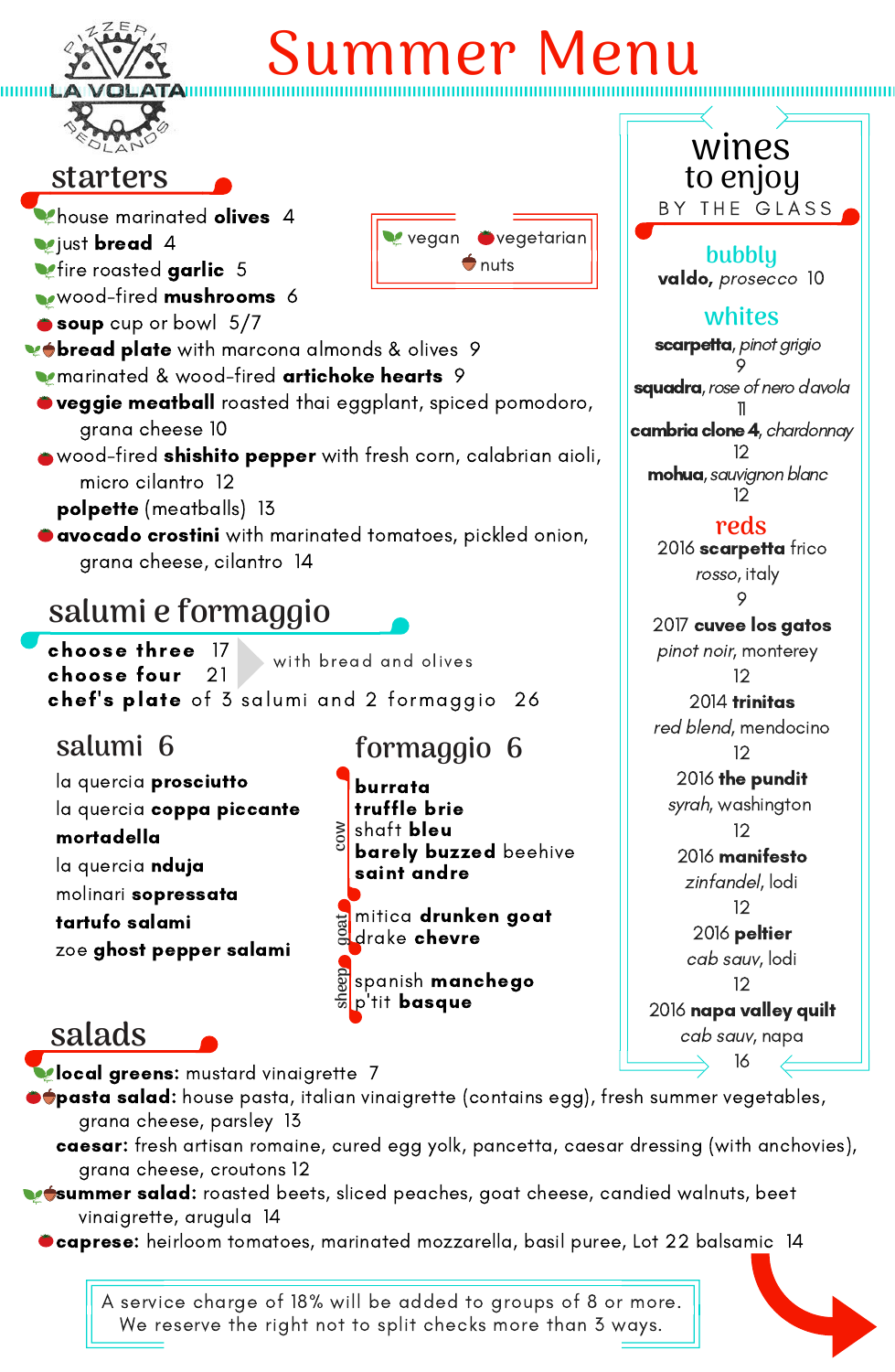PIZZERIA LA VOLATA REDLANDS

# Summer Menu

vegan · vegetarian · nuts

## starters

- house marinated **olives** 4
- just **bread** 4
- fire roasted **garlic** 5
- wood-fired **mushrooms** 6
- **soup** cup or bowl 5/7
- **bread plate** with marcona almonds & olives 9
- marinated & wood-fired **artichoke hearts** 9
- **veggie meatball** roasted thai eggplant, spiced pomodoro, grana cheese 10
- wood-fired **shishito pepper** with fresh corn, calabrian aioli, micro cilantro 12
- **polpette** (meatballs) 13
- **avocado crostini** with marinated tomatoes, pickled onion, grana cheese, cilantro 14

## salumi e formaggio

**choose three** 17
**choose four** 21
with bread and olives
**chef's plate** of 3 salumi and 2 formaggio 26

### salumi 6

- la quercia **prosciutto**
- la quercia **coppa piccante**
- **mortadella**
- la quercia **nduja**
- molinari **sopressata**
- **tartufo salami**
- zoe **ghost pepper salami**

### formaggio 6

cow
- **burrata**
- **truffle brie**
- shaft **bleu**
- **barely buzzed** beehive
- **saint andre**

goat
- mitica **drunken goat**
- drake **chevre**

sheep
- spanish **manchego**
- p'tit **basque**

## salads

- **local greens:** mustard vinaigrette 7
- **pasta salad:** house pasta, italian vinaigrette (contains egg), fresh summer vegetables, grana cheese, parsley 13
- **caesar:** fresh artisan romaine, cured egg yolk, pancetta, caesar dressing (with anchovies), grana cheese, croutons 12
- **summer salad:** roasted beets, sliced peaches, goat cheese, candied walnuts, beet vinaigrette, arugula 14
- **caprese:** heirloom tomatoes, marinated mozzarella, basil puree, Lot 22 balsamic 14

## wines to enjoy BY THE GLASS

### bubbly

**valdo,** *prosecco* 10

### whites

**scarpetta,** *pinot grigio* 9
**squadra,** *rose of nero d'avola* 11
**cambria clone 4,** *chardonnay* 12
**mohua,** *sauvignon blanc* 12

### reds

2016 **scarpetta** frico *rosso*, italy 9
2017 **cuvee los gatos** *pinot noir*, monterey 12
2014 **trinitas** *red blend*, mendocino 12
2016 **the pundit** *syrah*, washington 12
2016 **manifesto** *zinfandel*, lodi 12
2016 **peltier** *cab sauv*, lodi 12
2016 **napa valley quilt** *cab sauv*, napa 16

A service charge of 18% will be added to groups of 8 or more.
We reserve the right not to split checks more than 3 ways.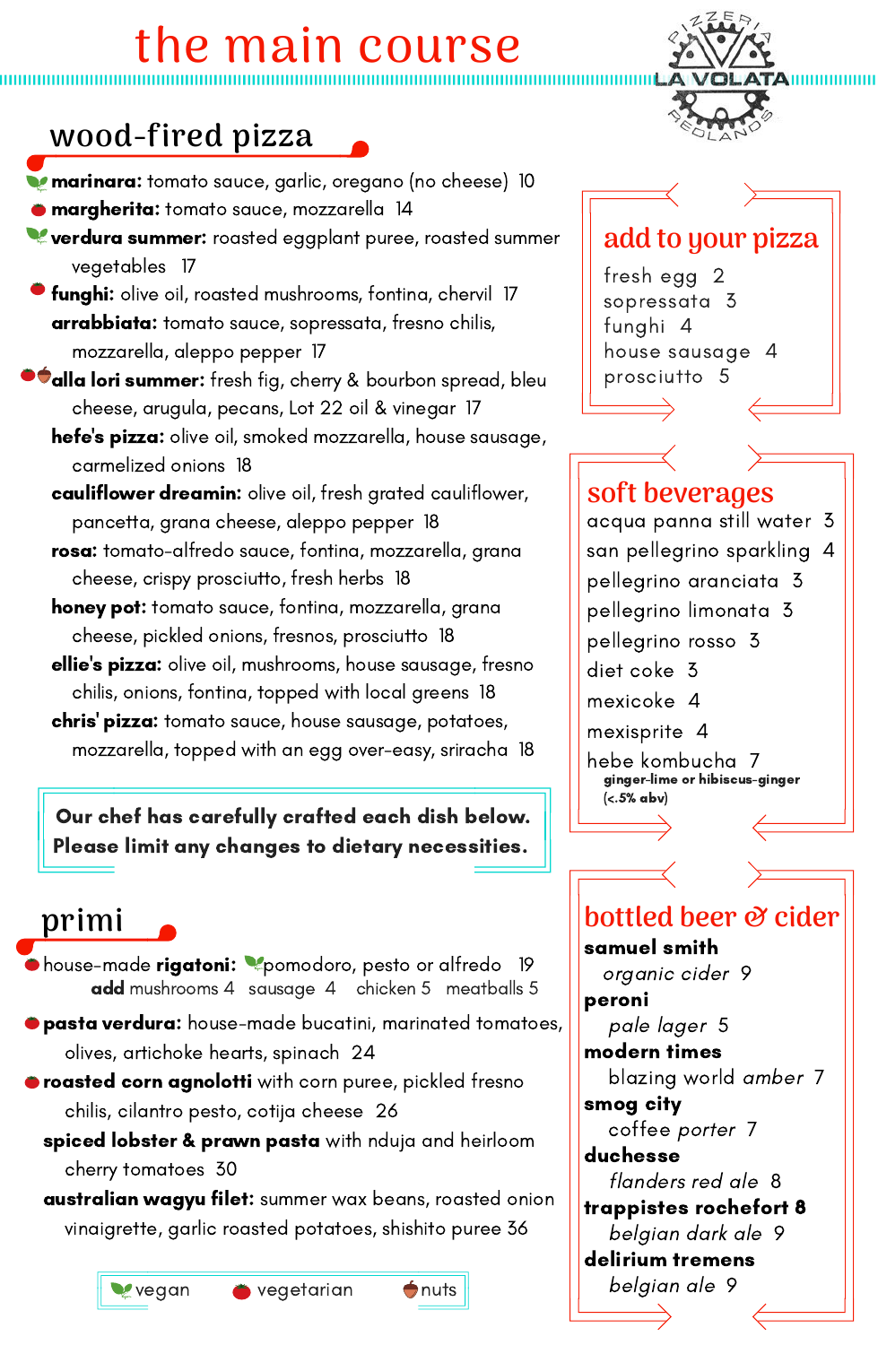# the main course

LA VOLATA PIZZERIA REDLANDS

## wood-fired pizza

- **marinara:** tomato sauce, garlic, oregano (no cheese) 10
- **margherita:** tomato sauce, mozzarella 14
- **verdura summer:** roasted eggplant puree, roasted summer vegetables 17
- **funghi:** olive oil, roasted mushrooms, fontina, chervil 17
- **arrabbiata:** tomato sauce, sopressata, fresno chilis, mozzarella, aleppo pepper 17
- **alla lori summer:** fresh fig, cherry & bourbon spread, bleu cheese, arugula, pecans, Lot 22 oil & vinegar 17
- **hefe's pizza:** olive oil, smoked mozzarella, house sausage, carmelized onions 18
- **cauliflower dreamin:** olive oil, fresh grated cauliflower, pancetta, grana cheese, aleppo pepper 18
- **rosa:** tomato-alfredo sauce, fontina, mozzarella, grana cheese, crispy prosciutto, fresh herbs 18
- **honey pot:** tomato sauce, fontina, mozzarella, grana cheese, pickled onions, fresnos, prosciutto 18
- **ellie's pizza:** olive oil, mushrooms, house sausage, fresno chilis, onions, fontina, topped with local greens 18
- **chris' pizza:** tomato sauce, house sausage, potatoes, mozzarella, topped with an egg over-easy, sriracha 18

**Our chef has carefully crafted each dish below. Please limit any changes to dietary necessities.**

## primi

- house-made **rigatoni:** pomodoro, pesto or alfredo 19
  **add** mushrooms 4 sausage 4 chicken 5 meatballs 5
- **pasta verdura:** house-made bucatini, marinated tomatoes, olives, artichoke hearts, spinach 24
- **roasted corn agnolotti** with corn puree, pickled fresno chilis, cilantro pesto, cotija cheese 26
- **spiced lobster & prawn pasta** with nduja and heirloom cherry tomatoes 30
- **australian wagyu filet:** summer wax beans, roasted onion vinaigrette, garlic roasted potatoes, shishito puree 36

vegan | vegetarian | nuts

## add to your pizza

- fresh egg 2
- sopressata 3
- funghi 4
- house sausage 4
- prosciutto 5

## soft beverages

- acqua panna still water 3
- san pellegrino sparkling 4
- pellegrino aranciata 3
- pellegrino limonata 3
- pellegrino rosso 3
- diet coke 3
- mexicoke 4
- mexisprite 4
- hebe kombucha 7
  ginger-lime or hibiscus-ginger (<.5% abv)

## bottled beer & cider

**samuel smith**
*organic cider* 9

**peroni**
*pale lager* 5

**modern times**
*blazing world amber* 7

**smog city**
*coffee porter* 7

**duchesse**
*flanders red ale* 8

**trappistes rochefort 8**
*belgian dark ale* 9

**delirium tremens**
*belgian ale* 9